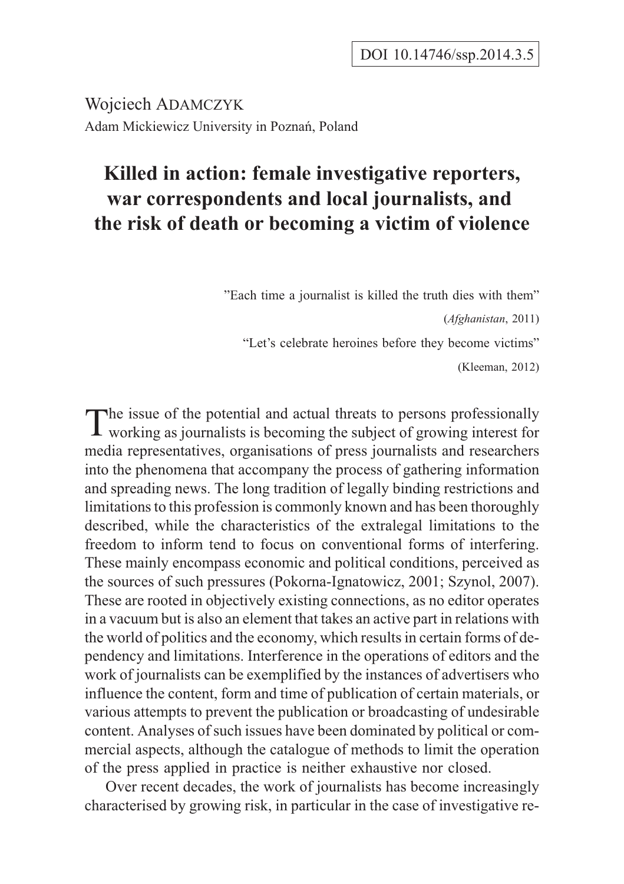DOI 10.14746/ssp.2014.3.5

Wojciech ADAMCZYK
Adam Mickiewicz University in Poznań, Poland

# Killed in action: female investigative reporters, war correspondents and local journalists, and the risk of death or becoming a victim of violence

> ”Each time a journalist is killed the truth dies with them”
> (*Afghanistan*, 2011)
>
> “Let’s celebrate heroines before they become victims”
> (Kleeman, 2012)

The issue of the potential and actual threats to persons professionally working as journalists is becoming the subject of growing interest for media representatives, organisations of press journalists and researchers into the phenomena that accompany the process of gathering information and spreading news. The long tradition of legally binding restrictions and limitations to this profession is commonly known and has been thoroughly described, while the characteristics of the extralegal limitations to the freedom to inform tend to focus on conventional forms of interfering. These mainly encompass economic and political conditions, perceived as the sources of such pressures (Pokorna-Ignatowicz, 2001; Szynol, 2007). These are rooted in objectively existing connections, as no editor operates in a vacuum but is also an element that takes an active part in relations with the world of politics and the economy, which results in certain forms of dependency and limitations. Interference in the operations of editors and the work of journalists can be exemplified by the instances of advertisers who influence the content, form and time of publication of certain materials, or various attempts to prevent the publication or broadcasting of undesirable content. Analyses of such issues have been dominated by political or commercial aspects, although the catalogue of methods to limit the operation of the press applied in practice is neither exhaustive nor closed.

Over recent decades, the work of journalists has become increasingly characterised by growing risk, in particular in the case of investigative re-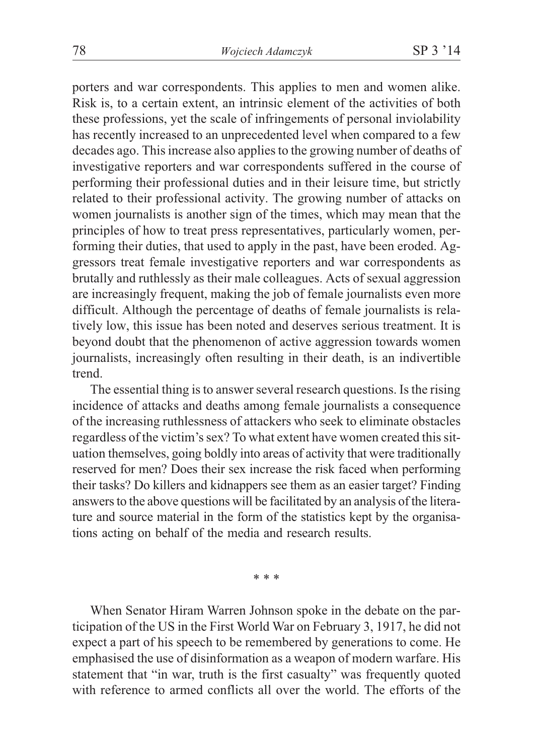porters and war correspondents. This applies to men and women alike. Risk is, to a certain extent, an intrinsic element of the activities of both these professions, yet the scale of infringements of personal inviolability has recently increased to an unprecedented level when compared to a few decades ago. This increase also applies to the growing number of deaths of investigative reporters and war correspondents suffered in the course of performing their professional duties and in their leisure time, but strictly related to their professional activity. The growing number of attacks on women journalists is another sign of the times, which may mean that the principles of how to treat press representatives, particularly women, performing their duties, that used to apply in the past, have been eroded. Aggressors treat female investigative reporters and war correspondents as brutally and ruthlessly as their male colleagues. Acts of sexual aggression are increasingly frequent, making the job of female journalists even more difficult. Although the percentage of deaths of female journalists is relatively low, this issue has been noted and deserves serious treatment. It is beyond doubt that the phenomenon of active aggression towards women journalists, increasingly often resulting in their death, is an indivertible trend.

The essential thing is to answer several research questions. Is the rising incidence of attacks and deaths among female journalists a consequence of the increasing ruthlessness of attackers who seek to eliminate obstacles regardless of the victim's sex? To what extent have women created this situation themselves, going boldly into areas of activity that were traditionally reserved for men? Does their sex increase the risk faced when performing their tasks? Do killers and kidnappers see them as an easier target? Finding answers to the above questions will be facilitated by an analysis of the literature and source material in the form of the statistics kept by the organisations acting on behalf of the media and research results.

* * *

When Senator Hiram Warren Johnson spoke in the debate on the participation of the US in the First World War on February 3, 1917, he did not expect a part of his speech to be remembered by generations to come. He emphasised the use of disinformation as a weapon of modern warfare. His statement that "in war, truth is the first casualty" was frequently quoted with reference to armed conflicts all over the world. The efforts of the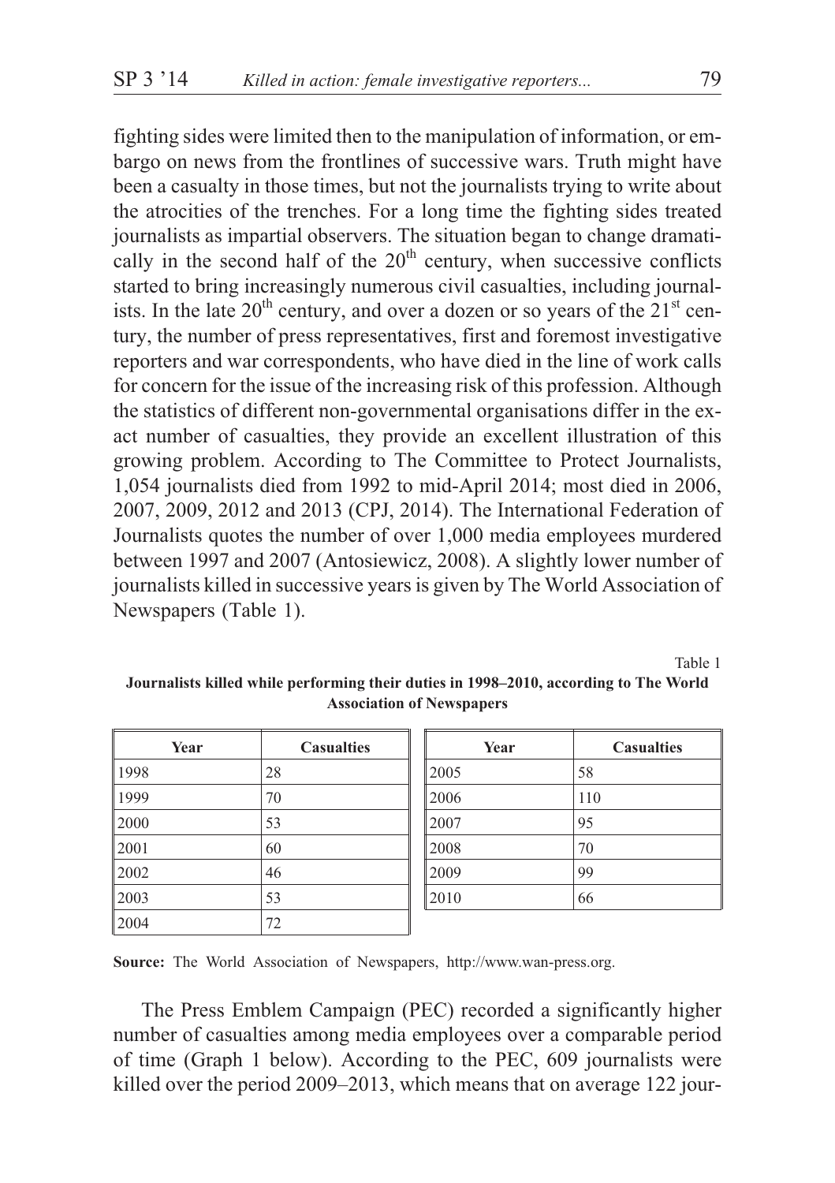fighting sides were limited then to the manipulation of information, or embargo on news from the frontlines of successive wars. Truth might have been a casualty in those times, but not the journalists trying to write about the atrocities of the trenches. For a long time the fighting sides treated journalists as impartial observers. The situation began to change dramatically in the second half of the 20th century, when successive conflicts started to bring increasingly numerous civil casualties, including journalists. In the late 20th century, and over a dozen or so years of the 21st century, the number of press representatives, first and foremost investigative reporters and war correspondents, who have died in the line of work calls for concern for the issue of the increasing risk of this profession. Although the statistics of different non-governmental organisations differ in the exact number of casualties, they provide an excellent illustration of this growing problem. According to The Committee to Protect Journalists, 1,054 journalists died from 1992 to mid-April 2014; most died in 2006, 2007, 2009, 2012 and 2013 (CPJ, 2014). The International Federation of Journalists quotes the number of over 1,000 media employees murdered between 1997 and 2007 (Antosiewicz, 2008). A slightly lower number of journalists killed in successive years is given by The World Association of Newspapers (Table 1).

Table 1

**Journalists killed while performing their duties in 1998–2010, according to The World Association of Newspapers**

| Year | Casualties | Year | Casualties |
|---|---|---|---|
| 1998 | 28 | 2005 | 58 |
| 1999 | 70 | 2006 | 110 |
| 2000 | 53 | 2007 | 95 |
| 2001 | 60 | 2008 | 70 |
| 2002 | 46 | 2009 | 99 |
| 2003 | 53 | 2010 | 66 |
| 2004 | 72 | | |

**Source:** The World Association of Newspapers, http://www.wan-press.org.

The Press Emblem Campaign (PEC) recorded a significantly higher number of casualties among media employees over a comparable period of time (Graph 1 below). According to the PEC, 609 journalists were killed over the period 2009–2013, which means that on average 122 jour-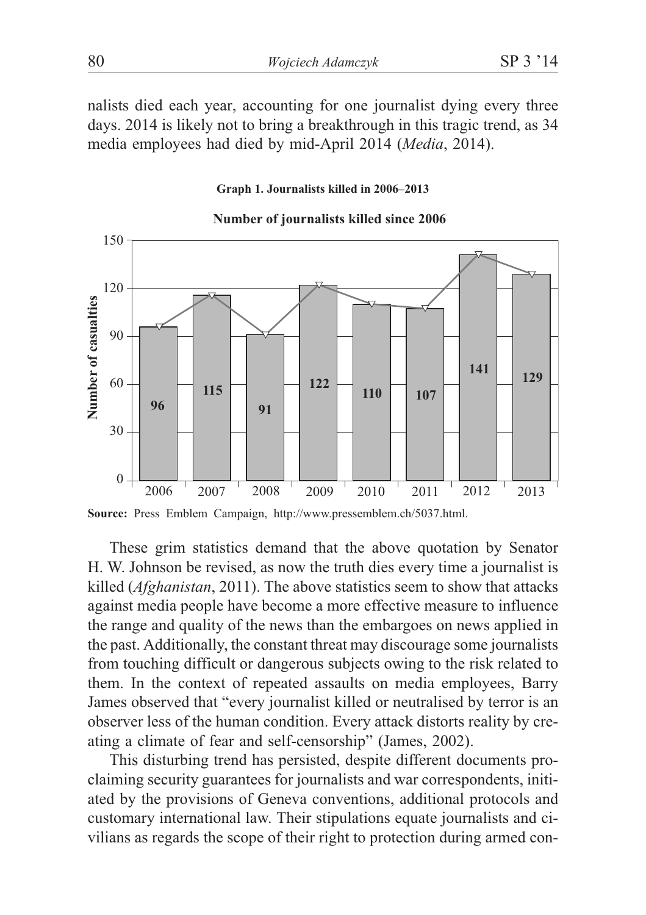nalists died each year, accounting for one journalist dying every three days. 2014 is likely not to bring a breakthrough in this tragic trend, as 34 media employees had died by mid-April 2014 (*Media*, 2014).

**Graph 1. Journalists killed in 2006–2013**

**Number of journalists killed since 2006**

| Year | Number of casualties |
|---|---|
| 2006 | 96 |
| 2007 | 115 |
| 2008 | 91 |
| 2009 | 122 |
| 2010 | 110 |
| 2011 | 107 |
| 2012 | 141 |
| 2013 | 129 |

**Source:** Press Emblem Campaign, http://www.pressemblem.ch/5037.html.

These grim statistics demand that the above quotation by Senator H. W. Johnson be revised, as now the truth dies every time a journalist is killed (*Afghanistan*, 2011). The above statistics seem to show that attacks against media people have become a more effective measure to influence the range and quality of the news than the embargoes on news applied in the past. Additionally, the constant threat may discourage some journalists from touching difficult or dangerous subjects owing to the risk related to them. In the context of repeated assaults on media employees, Barry James observed that "every journalist killed or neutralised by terror is an observer less of the human condition. Every attack distorts reality by creating a climate of fear and self-censorship" (James, 2002).

This disturbing trend has persisted, despite different documents proclaiming security guarantees for journalists and war correspondents, initiated by the provisions of Geneva conventions, additional protocols and customary international law. Their stipulations equate journalists and civilians as regards the scope of their right to protection during armed con-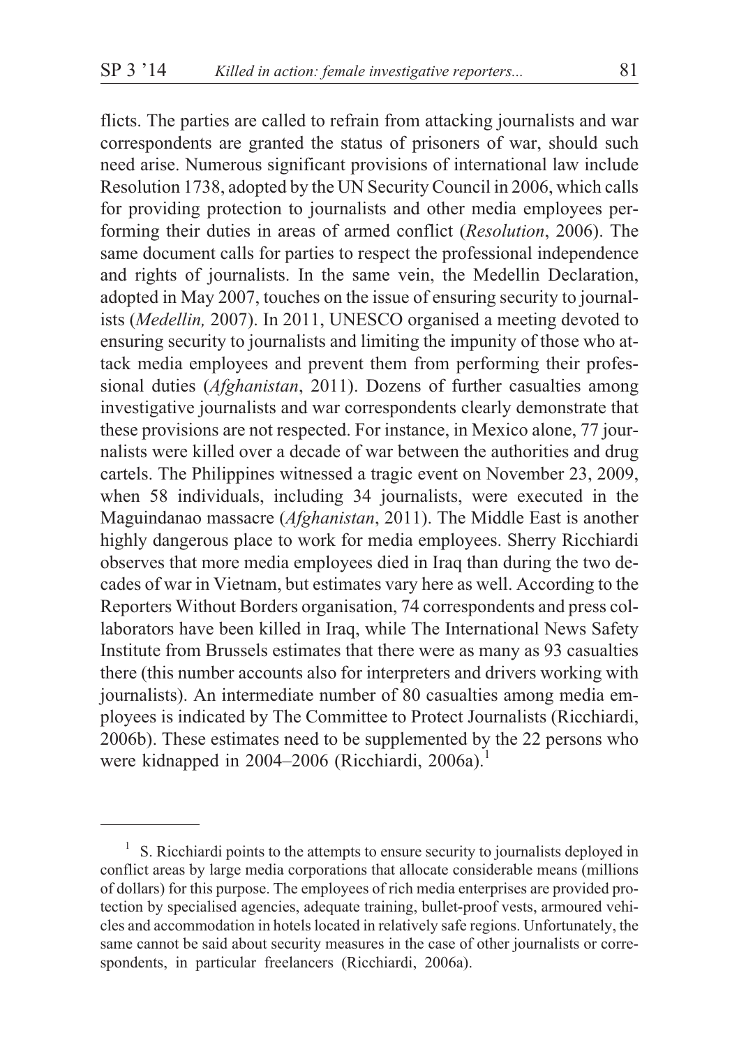flicts. The parties are called to refrain from attacking journalists and war correspondents are granted the status of prisoners of war, should such need arise. Numerous significant provisions of international law include Resolution 1738, adopted by the UN Security Council in 2006, which calls for providing protection to journalists and other media employees performing their duties in areas of armed conflict (*Resolution*, 2006). The same document calls for parties to respect the professional independence and rights of journalists. In the same vein, the Medellin Declaration, adopted in May 2007, touches on the issue of ensuring security to journalists (*Medellin,* 2007). In 2011, UNESCO organised a meeting devoted to ensuring security to journalists and limiting the impunity of those who attack media employees and prevent them from performing their professional duties (*Afghanistan*, 2011). Dozens of further casualties among investigative journalists and war correspondents clearly demonstrate that these provisions are not respected. For instance, in Mexico alone, 77 journalists were killed over a decade of war between the authorities and drug cartels. The Philippines witnessed a tragic event on November 23, 2009, when 58 individuals, including 34 journalists, were executed in the Maguindanao massacre (*Afghanistan*, 2011). The Middle East is another highly dangerous place to work for media employees. Sherry Ricchiardi observes that more media employees died in Iraq than during the two decades of war in Vietnam, but estimates vary here as well. According to the Reporters Without Borders organisation, 74 correspondents and press collaborators have been killed in Iraq, while The International News Safety Institute from Brussels estimates that there were as many as 93 casualties there (this number accounts also for interpreters and drivers working with journalists). An intermediate number of 80 casualties among media employees is indicated by The Committee to Protect Journalists (Ricchiardi, 2006b). These estimates need to be supplemented by the 22 persons who were kidnapped in 2004–2006 (Ricchiardi, 2006a).[1]

[1] S. Ricchiardi points to the attempts to ensure security to journalists deployed in conflict areas by large media corporations that allocate considerable means (millions of dollars) for this purpose. The employees of rich media enterprises are provided protection by specialised agencies, adequate training, bullet-proof vests, armoured vehicles and accommodation in hotels located in relatively safe regions. Unfortunately, the same cannot be said about security measures in the case of other journalists or correspondents, in particular freelancers (Ricchiardi, 2006a).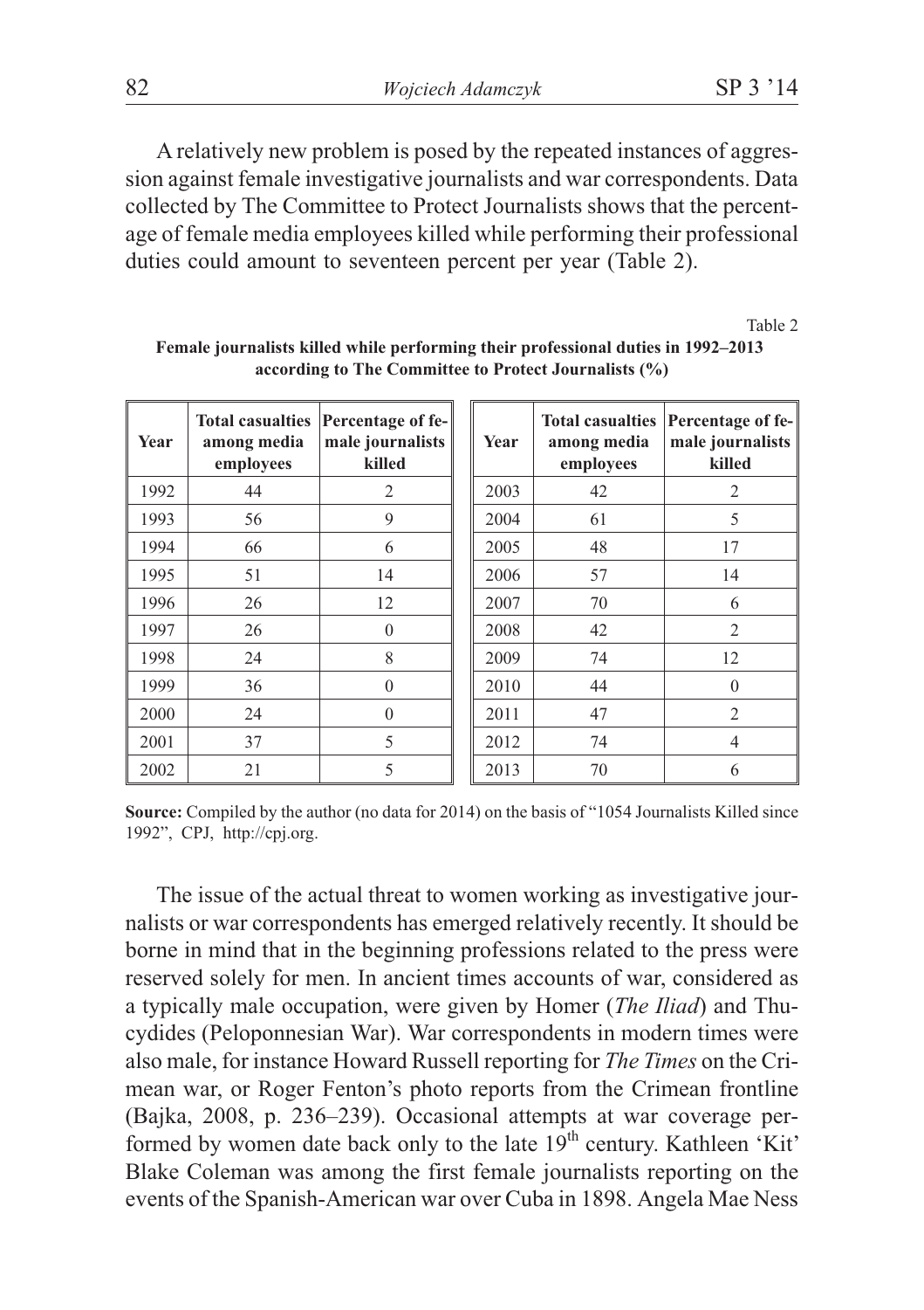A relatively new problem is posed by the repeated instances of aggression against female investigative journalists and war correspondents. Data collected by The Committee to Protect Journalists shows that the percentage of female media employees killed while performing their professional duties could amount to seventeen percent per year (Table 2).

Table 2

**Female journalists killed while performing their professional duties in 1992–2013 according to The Committee to Protect Journalists (%)**

| Year | Total casualties among media employees | Percentage of female journalists killed | Year | Total casualties among media employees | Percentage of female journalists killed |
|---|---|---|---|---|---|
| 1992 | 44 | 2 | 2003 | 42 | 2 |
| 1993 | 56 | 9 | 2004 | 61 | 5 |
| 1994 | 66 | 6 | 2005 | 48 | 17 |
| 1995 | 51 | 14 | 2006 | 57 | 14 |
| 1996 | 26 | 12 | 2007 | 70 | 6 |
| 1997 | 26 | 0 | 2008 | 42 | 2 |
| 1998 | 24 | 8 | 2009 | 74 | 12 |
| 1999 | 36 | 0 | 2010 | 44 | 0 |
| 2000 | 24 | 0 | 2011 | 47 | 2 |
| 2001 | 37 | 5 | 2012 | 74 | 4 |
| 2002 | 21 | 5 | 2013 | 70 | 6 |

**Source:** Compiled by the author (no data for 2014) on the basis of "1054 Journalists Killed since 1992", CPJ, http://cpj.org.

The issue of the actual threat to women working as investigative journalists or war correspondents has emerged relatively recently. It should be borne in mind that in the beginning professions related to the press were reserved solely for men. In ancient times accounts of war, considered as a typically male occupation, were given by Homer (*The Iliad*) and Thucydides (Peloponnesian War). War correspondents in modern times were also male, for instance Howard Russell reporting for *The Times* on the Crimean war, or Roger Fenton's photo reports from the Crimean frontline (Bajka, 2008, p. 236–239). Occasional attempts at war coverage performed by women date back only to the late 19th century. Kathleen 'Kit' Blake Coleman was among the first female journalists reporting on the events of the Spanish-American war over Cuba in 1898. Angela Mae Ness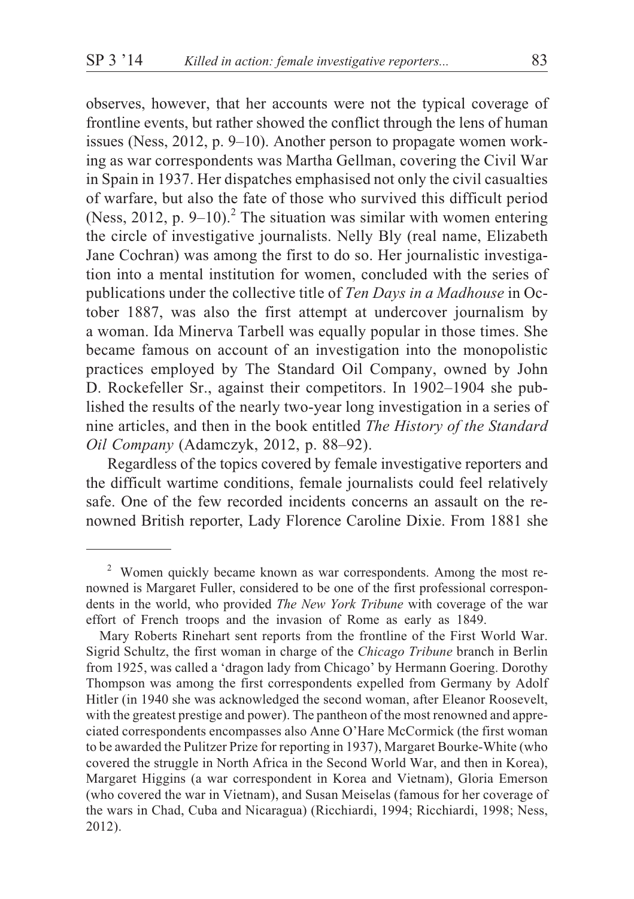observes, however, that her accounts were not the typical coverage of frontline events, but rather showed the conflict through the lens of human issues (Ness, 2012, p. 9–10). Another person to propagate women working as war correspondents was Martha Gellman, covering the Civil War in Spain in 1937. Her dispatches emphasised not only the civil casualties of warfare, but also the fate of those who survived this difficult period (Ness, 2012, p. 9–10).[2] The situation was similar with women entering the circle of investigative journalists. Nelly Bly (real name, Elizabeth Jane Cochran) was among the first to do so. Her journalistic investigation into a mental institution for women, concluded with the series of publications under the collective title of *Ten Days in a Madhouse* in October 1887, was also the first attempt at undercover journalism by a woman. Ida Minerva Tarbell was equally popular in those times. She became famous on account of an investigation into the monopolistic practices employed by The Standard Oil Company, owned by John D. Rockefeller Sr., against their competitors. In 1902–1904 she published the results of the nearly two-year long investigation in a series of nine articles, and then in the book entitled *The History of the Standard Oil Company* (Adamczyk, 2012, p. 88–92).

Regardless of the topics covered by female investigative reporters and the difficult wartime conditions, female journalists could feel relatively safe. One of the few recorded incidents concerns an assault on the renowned British reporter, Lady Florence Caroline Dixie. From 1881 she

---

[2] Women quickly became known as war correspondents. Among the most renowned is Margaret Fuller, considered to be one of the first professional correspondents in the world, who provided *The New York Tribune* with coverage of the war effort of French troops and the invasion of Rome as early as 1849.

Mary Roberts Rinehart sent reports from the frontline of the First World War. Sigrid Schultz, the first woman in charge of the *Chicago Tribune* branch in Berlin from 1925, was called a 'dragon lady from Chicago' by Hermann Goering. Dorothy Thompson was among the first correspondents expelled from Germany by Adolf Hitler (in 1940 she was acknowledged the second woman, after Eleanor Roosevelt, with the greatest prestige and power). The pantheon of the most renowned and appreciated correspondents encompasses also Anne O'Hare McCormick (the first woman to be awarded the Pulitzer Prize for reporting in 1937), Margaret Bourke-White (who covered the struggle in North Africa in the Second World War, and then in Korea), Margaret Higgins (a war correspondent in Korea and Vietnam), Gloria Emerson (who covered the war in Vietnam), and Susan Meiselas (famous for her coverage of the wars in Chad, Cuba and Nicaragua) (Ricchiardi, 1994; Ricchiardi, 1998; Ness, 2012).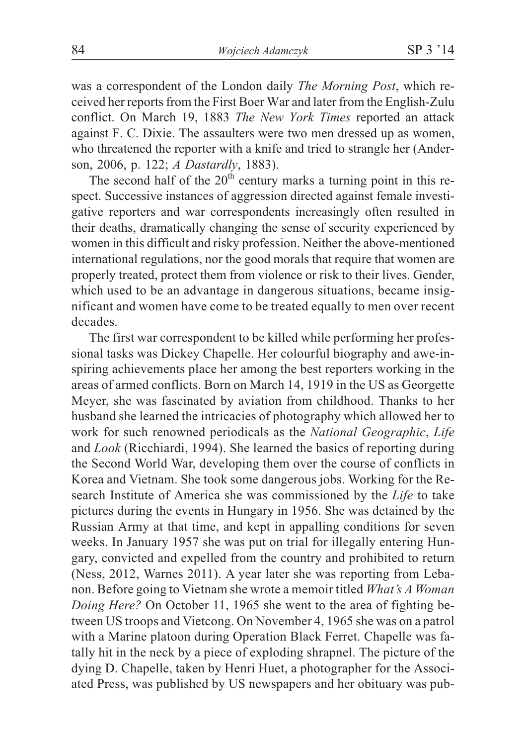was a correspondent of the London daily *The Morning Post*, which received her reports from the First Boer War and later from the English-Zulu conflict. On March 19, 1883 *The New York Times* reported an attack against F. C. Dixie. The assaulters were two men dressed up as women, who threatened the reporter with a knife and tried to strangle her (Anderson, 2006, p. 122; *A Dastardly*, 1883).

The second half of the 20th century marks a turning point in this respect. Successive instances of aggression directed against female investigative reporters and war correspondents increasingly often resulted in their deaths, dramatically changing the sense of security experienced by women in this difficult and risky profession. Neither the above-mentioned international regulations, nor the good morals that require that women are properly treated, protect them from violence or risk to their lives. Gender, which used to be an advantage in dangerous situations, became insignificant and women have come to be treated equally to men over recent decades.

The first war correspondent to be killed while performing her professional tasks was Dickey Chapelle. Her colourful biography and awe-inspiring achievements place her among the best reporters working in the areas of armed conflicts. Born on March 14, 1919 in the US as Georgette Meyer, she was fascinated by aviation from childhood. Thanks to her husband she learned the intricacies of photography which allowed her to work for such renowned periodicals as the *National Geographic*, *Life* and *Look* (Ricchiardi, 1994). She learned the basics of reporting during the Second World War, developing them over the course of conflicts in Korea and Vietnam. She took some dangerous jobs. Working for the Research Institute of America she was commissioned by the *Life* to take pictures during the events in Hungary in 1956. She was detained by the Russian Army at that time, and kept in appalling conditions for seven weeks. In January 1957 she was put on trial for illegally entering Hungary, convicted and expelled from the country and prohibited to return (Ness, 2012, Warnes 2011). A year later she was reporting from Lebanon. Before going to Vietnam she wrote a memoir titled *What's A Woman Doing Here?* On October 11, 1965 she went to the area of fighting between US troops and Vietcong. On November 4, 1965 she was on a patrol with a Marine platoon during Operation Black Ferret. Chapelle was fatally hit in the neck by a piece of exploding shrapnel. The picture of the dying D. Chapelle, taken by Henri Huet, a photographer for the Associated Press, was published by US newspapers and her obituary was pub-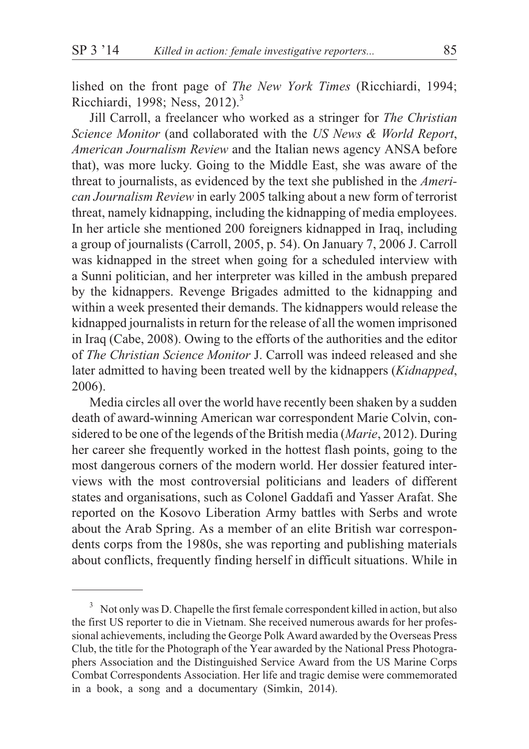lished on the front page of *The New York Times* (Ricchiardi, 1994; Ricchiardi, 1998; Ness, 2012).[3]

Jill Carroll, a freelancer who worked as a stringer for *The Christian Science Monitor* (and collaborated with the *US News & World Report*, *American Journalism Review* and the Italian news agency ANSA before that), was more lucky. Going to the Middle East, she was aware of the threat to journalists, as evidenced by the text she published in the *American Journalism Review* in early 2005 talking about a new form of terrorist threat, namely kidnapping, including the kidnapping of media employees. In her article she mentioned 200 foreigners kidnapped in Iraq, including a group of journalists (Carroll, 2005, p. 54). On January 7, 2006 J. Carroll was kidnapped in the street when going for a scheduled interview with a Sunni politician, and her interpreter was killed in the ambush prepared by the kidnappers. Revenge Brigades admitted to the kidnapping and within a week presented their demands. The kidnappers would release the kidnapped journalists in return for the release of all the women imprisoned in Iraq (Cabe, 2008). Owing to the efforts of the authorities and the editor of *The Christian Science Monitor* J. Carroll was indeed released and she later admitted to having been treated well by the kidnappers (*Kidnapped*, 2006).

Media circles all over the world have recently been shaken by a sudden death of award-winning American war correspondent Marie Colvin, considered to be one of the legends of the British media (*Marie*, 2012). During her career she frequently worked in the hottest flash points, going to the most dangerous corners of the modern world. Her dossier featured interviews with the most controversial politicians and leaders of different states and organisations, such as Colonel Gaddafi and Yasser Arafat. She reported on the Kosovo Liberation Army battles with Serbs and wrote about the Arab Spring. As a member of an elite British war correspondents corps from the 1980s, she was reporting and publishing materials about conflicts, frequently finding herself in difficult situations. While in

---

[3] Not only was D. Chapelle the first female correspondent killed in action, but also the first US reporter to die in Vietnam. She received numerous awards for her professional achievements, including the George Polk Award awarded by the Overseas Press Club, the title for the Photograph of the Year awarded by the National Press Photographers Association and the Distinguished Service Award from the US Marine Corps Combat Correspondents Association. Her life and tragic demise were commemorated in a book, a song and a documentary (Simkin, 2014).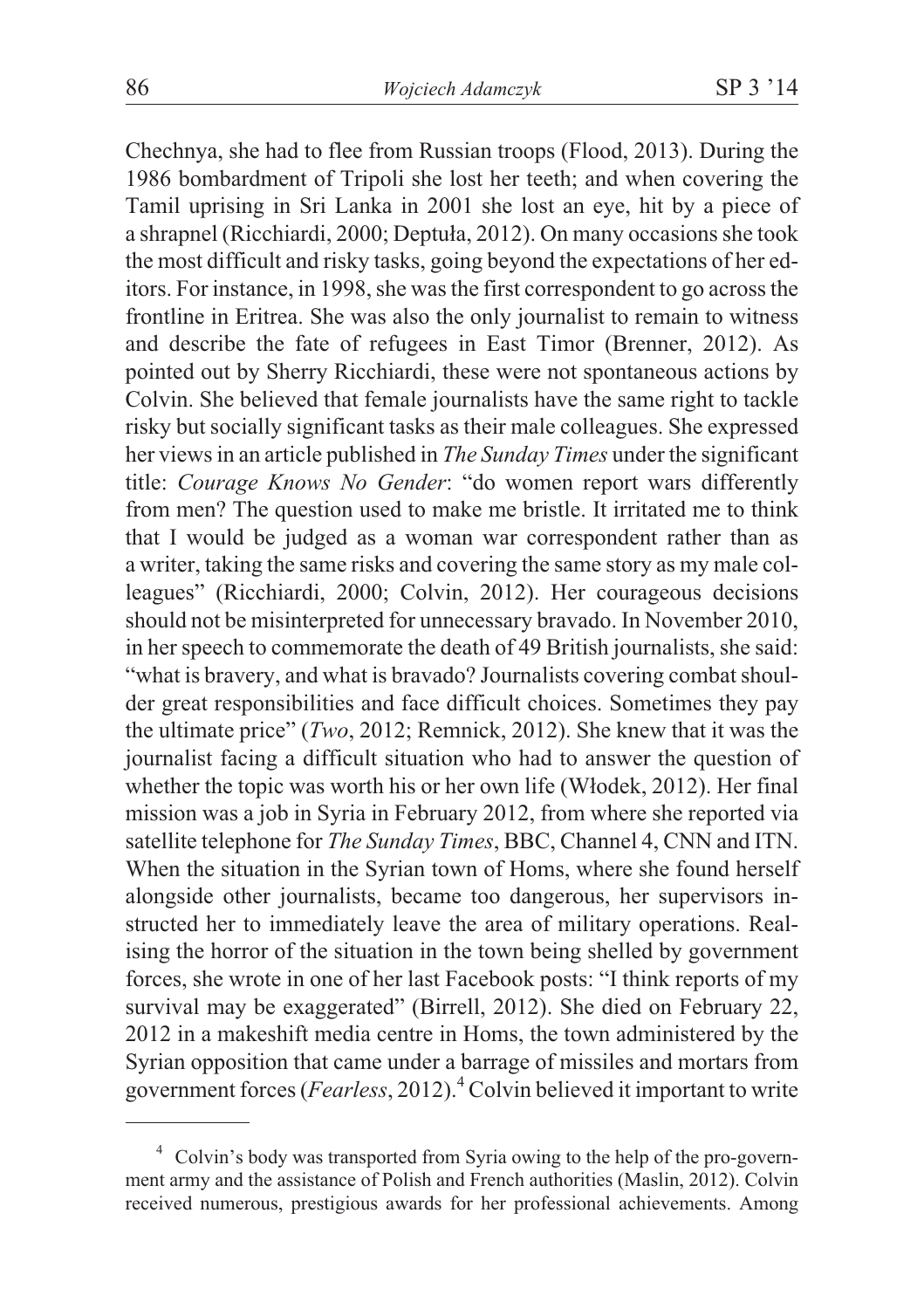Chechnya, she had to flee from Russian troops (Flood, 2013). During the 1986 bombardment of Tripoli she lost her teeth; and when covering the Tamil uprising in Sri Lanka in 2001 she lost an eye, hit by a piece of a shrapnel (Ricchiardi, 2000; Deptuła, 2012). On many occasions she took the most difficult and risky tasks, going beyond the expectations of her editors. For instance, in 1998, she was the first correspondent to go across the frontline in Eritrea. She was also the only journalist to remain to witness and describe the fate of refugees in East Timor (Brenner, 2012). As pointed out by Sherry Ricchiardi, these were not spontaneous actions by Colvin. She believed that female journalists have the same right to tackle risky but socially significant tasks as their male colleagues. She expressed her views in an article published in *The Sunday Times* under the significant title: *Courage Knows No Gender*: "do women report wars differently from men? The question used to make me bristle. It irritated me to think that I would be judged as a woman war correspondent rather than as a writer, taking the same risks and covering the same story as my male colleagues" (Ricchiardi, 2000; Colvin, 2012). Her courageous decisions should not be misinterpreted for unnecessary bravado. In November 2010, in her speech to commemorate the death of 49 British journalists, she said: "what is bravery, and what is bravado? Journalists covering combat shoulder great responsibilities and face difficult choices. Sometimes they pay the ultimate price" (*Two*, 2012; Remnick, 2012). She knew that it was the journalist facing a difficult situation who had to answer the question of whether the topic was worth his or her own life (Włodek, 2012). Her final mission was a job in Syria in February 2012, from where she reported via satellite telephone for *The Sunday Times*, BBC, Channel 4, CNN and ITN. When the situation in the Syrian town of Homs, where she found herself alongside other journalists, became too dangerous, her supervisors instructed her to immediately leave the area of military operations. Realising the horror of the situation in the town being shelled by government forces, she wrote in one of her last Facebook posts: "I think reports of my survival may be exaggerated" (Birrell, 2012). She died on February 22, 2012 in a makeshift media centre in Homs, the town administered by the Syrian opposition that came under a barrage of missiles and mortars from government forces (*Fearless*, 2012).[4] Colvin believed it important to write

---

[4] Colvin's body was transported from Syria owing to the help of the pro-government army and the assistance of Polish and French authorities (Maslin, 2012). Colvin received numerous, prestigious awards for her professional achievements. Among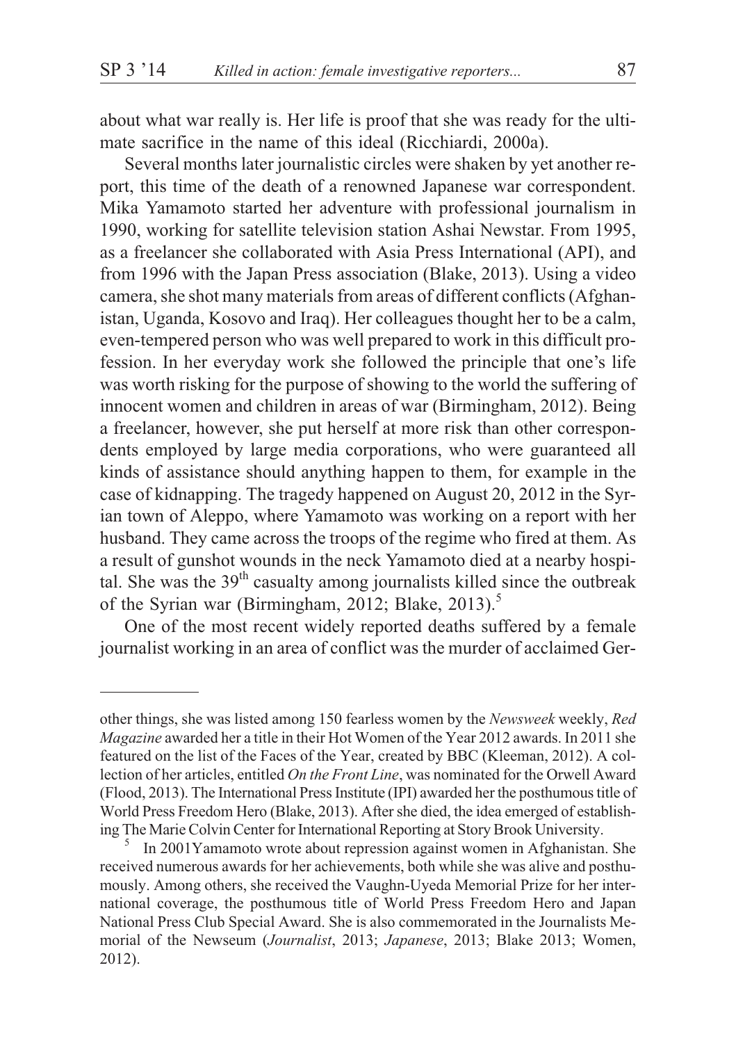about what war really is. Her life is proof that she was ready for the ultimate sacrifice in the name of this ideal (Ricchiardi, 2000a).

Several months later journalistic circles were shaken by yet another report, this time of the death of a renowned Japanese war correspondent. Mika Yamamoto started her adventure with professional journalism in 1990, working for satellite television station Ashai Newstar. From 1995, as a freelancer she collaborated with Asia Press International (API), and from 1996 with the Japan Press association (Blake, 2013). Using a video camera, she shot many materials from areas of different conflicts (Afghanistan, Uganda, Kosovo and Iraq). Her colleagues thought her to be a calm, even-tempered person who was well prepared to work in this difficult profession. In her everyday work she followed the principle that one's life was worth risking for the purpose of showing to the world the suffering of innocent women and children in areas of war (Birmingham, 2012). Being a freelancer, however, she put herself at more risk than other correspondents employed by large media corporations, who were guaranteed all kinds of assistance should anything happen to them, for example in the case of kidnapping. The tragedy happened on August 20, 2012 in the Syrian town of Aleppo, where Yamamoto was working on a report with her husband. They came across the troops of the regime who fired at them. As a result of gunshot wounds in the neck Yamamoto died at a nearby hospital. She was the 39th casualty among journalists killed since the outbreak of the Syrian war (Birmingham, 2012; Blake, 2013).[5]

One of the most recent widely reported deaths suffered by a female journalist working in an area of conflict was the murder of acclaimed Ger-

---

other things, she was listed among 150 fearless women by the *Newsweek* weekly, *Red Magazine* awarded her a title in their Hot Women of the Year 2012 awards. In 2011 she featured on the list of the Faces of the Year, created by BBC (Kleeman, 2012). A collection of her articles, entitled *On the Front Line*, was nominated for the Orwell Award (Flood, 2013). The International Press Institute (IPI) awarded her the posthumous title of World Press Freedom Hero (Blake, 2013). After she died, the idea emerged of establishing The Marie Colvin Center for International Reporting at Story Brook University.

[5] In 2001Yamamoto wrote about repression against women in Afghanistan. She received numerous awards for her achievements, both while she was alive and posthumously. Among others, she received the Vaughn-Uyeda Memorial Prize for her international coverage, the posthumous title of World Press Freedom Hero and Japan National Press Club Special Award. She is also commemorated in the Journalists Memorial of the Newseum (*Journalist*, 2013; *Japanese*, 2013; Blake 2013; Women, 2012).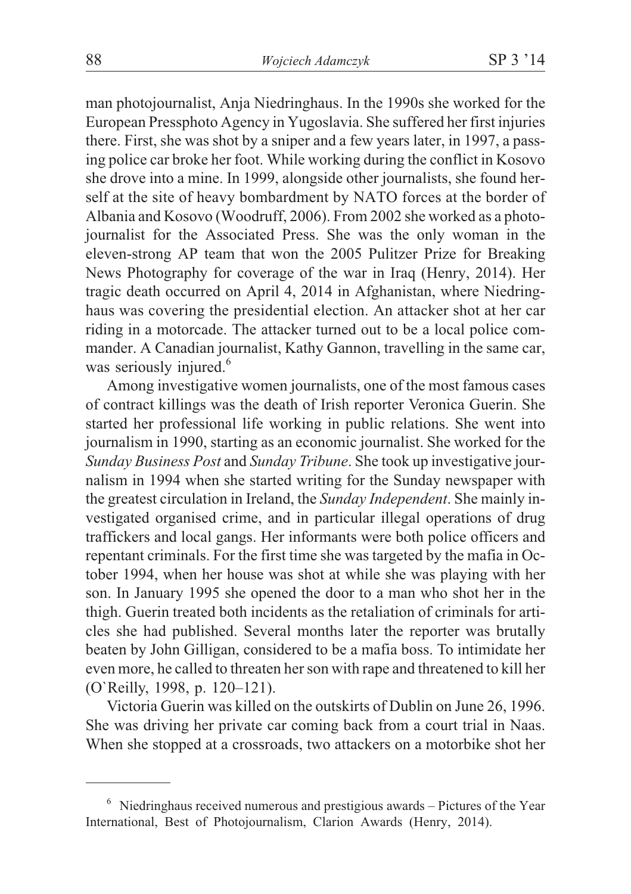man photojournalist, Anja Niedringhaus. In the 1990s she worked for the European Pressphoto Agency in Yugoslavia. She suffered her first injuries there. First, she was shot by a sniper and a few years later, in 1997, a passing police car broke her foot. While working during the conflict in Kosovo she drove into a mine. In 1999, alongside other journalists, she found herself at the site of heavy bombardment by NATO forces at the border of Albania and Kosovo (Woodruff, 2006). From 2002 she worked as a photojournalist for the Associated Press. She was the only woman in the eleven-strong AP team that won the 2005 Pulitzer Prize for Breaking News Photography for coverage of the war in Iraq (Henry, 2014). Her tragic death occurred on April 4, 2014 in Afghanistan, where Niedringhaus was covering the presidential election. An attacker shot at her car riding in a motorcade. The attacker turned out to be a local police commander. A Canadian journalist, Kathy Gannon, travelling in the same car, was seriously injured.[6]

Among investigative women journalists, one of the most famous cases of contract killings was the death of Irish reporter Veronica Guerin. She started her professional life working in public relations. She went into journalism in 1990, starting as an economic journalist. She worked for the *Sunday Business Post* and *Sunday Tribune*. She took up investigative journalism in 1994 when she started writing for the Sunday newspaper with the greatest circulation in Ireland, the *Sunday Independent*. She mainly investigated organised crime, and in particular illegal operations of drug traffickers and local gangs. Her informants were both police officers and repentant criminals. For the first time she was targeted by the mafia in October 1994, when her house was shot at while she was playing with her son. In January 1995 she opened the door to a man who shot her in the thigh. Guerin treated both incidents as the retaliation of criminals for articles she had published. Several months later the reporter was brutally beaten by John Gilligan, considered to be a mafia boss. To intimidate her even more, he called to threaten her son with rape and threatened to kill her (O`Reilly, 1998, p. 120–121).

Victoria Guerin was killed on the outskirts of Dublin on June 26, 1996. She was driving her private car coming back from a court trial in Naas. When she stopped at a crossroads, two attackers on a motorbike shot her

[6] Niedringhaus received numerous and prestigious awards – Pictures of the Year International, Best of Photojournalism, Clarion Awards (Henry, 2014).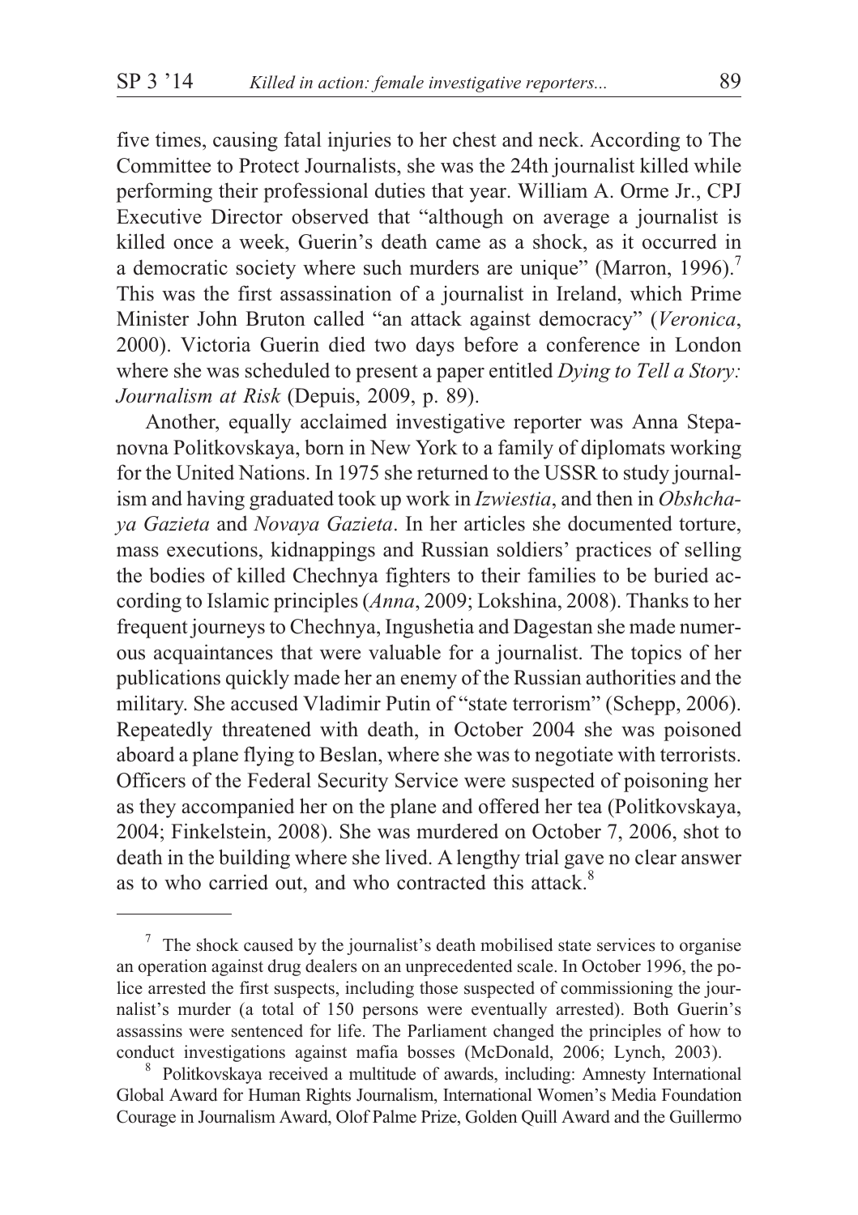five times, causing fatal injuries to her chest and neck. According to The Committee to Protect Journalists, she was the 24th journalist killed while performing their professional duties that year. William A. Orme Jr., CPJ Executive Director observed that "although on average a journalist is killed once a week, Guerin's death came as a shock, as it occurred in a democratic society where such murders are unique" (Marron, 1996).[7] This was the first assassination of a journalist in Ireland, which Prime Minister John Bruton called "an attack against democracy" (*Veronica*, 2000). Victoria Guerin died two days before a conference in London where she was scheduled to present a paper entitled *Dying to Tell a Story: Journalism at Risk* (Depuis, 2009, p. 89).

Another, equally acclaimed investigative reporter was Anna Stepanovna Politkovskaya, born in New York to a family of diplomats working for the United Nations. In 1975 she returned to the USSR to study journalism and having graduated took up work in *Izwiestia*, and then in *Obshchaya Gazieta* and *Novaya Gazieta*. In her articles she documented torture, mass executions, kidnappings and Russian soldiers' practices of selling the bodies of killed Chechnya fighters to their families to be buried according to Islamic principles (*Anna*, 2009; Lokshina, 2008). Thanks to her frequent journeys to Chechnya, Ingushetia and Dagestan she made numerous acquaintances that were valuable for a journalist. The topics of her publications quickly made her an enemy of the Russian authorities and the military. She accused Vladimir Putin of "state terrorism" (Schepp, 2006). Repeatedly threatened with death, in October 2004 she was poisoned aboard a plane flying to Beslan, where she was to negotiate with terrorists. Officers of the Federal Security Service were suspected of poisoning her as they accompanied her on the plane and offered her tea (Politkovskaya, 2004; Finkelstein, 2008). She was murdered on October 7, 2006, shot to death in the building where she lived. A lengthy trial gave no clear answer as to who carried out, and who contracted this attack.[8]

---

[7] The shock caused by the journalist's death mobilised state services to organise an operation against drug dealers on an unprecedented scale. In October 1996, the police arrested the first suspects, including those suspected of commissioning the journalist's murder (a total of 150 persons were eventually arrested). Both Guerin's assassins were sentenced for life. The Parliament changed the principles of how to conduct investigations against mafia bosses (McDonald, 2006; Lynch, 2003).

[8] Politkovskaya received a multitude of awards, including: Amnesty International Global Award for Human Rights Journalism, International Women's Media Foundation Courage in Journalism Award, Olof Palme Prize, Golden Quill Award and the Guillermo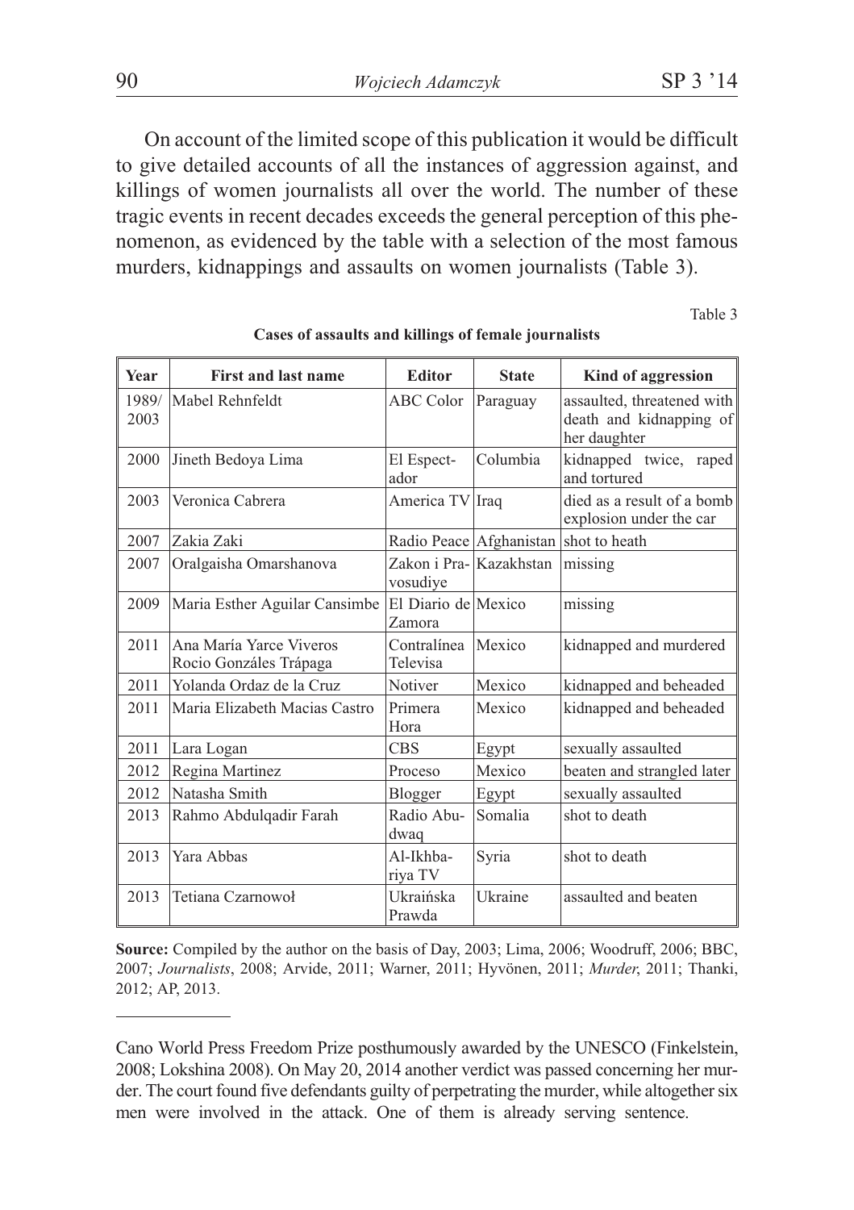On account of the limited scope of this publication it would be difficult to give detailed accounts of all the instances of aggression against, and killings of women journalists all over the world. The number of these tragic events in recent decades exceeds the general perception of this phenomenon, as evidenced by the table with a selection of the most famous murders, kidnappings and assaults on women journalists (Table 3).

Table 3

**Cases of assaults and killings of female journalists**

| Year | First and last name | Editor | State | Kind of aggression |
|---|---|---|---|---|
| 1989/ 2003 | Mabel Rehnfeldt | ABC Color | Paraguay | assaulted, threatened with death and kidnapping of her daughter |
| 2000 | Jineth Bedoya Lima | El Espectador | Columbia | kidnapped twice, raped and tortured |
| 2003 | Veronica Cabrera | America TV | Iraq | died as a result of a bomb explosion under the car |
| 2007 | Zakia Zaki | Radio Peace | Afghanistan | shot to heath |
| 2007 | Oralgaisha Omarshanova | Zakon i Pravosudiye | Kazakhstan | missing |
| 2009 | Maria Esther Aguilar Cansimbe | El Diario de Zamora | Mexico | missing |
| 2011 | Ana María Yarce Viveros<br>Rocio Gonzáles Trápaga | Contralínea<br>Televisa | Mexico | kidnapped and murdered |
| 2011 | Yolanda Ordaz de la Cruz | Notiver | Mexico | kidnapped and beheaded |
| 2011 | Maria Elizabeth Macias Castro | Primera Hora | Mexico | kidnapped and beheaded |
| 2011 | Lara Logan | CBS | Egypt | sexually assaulted |
| 2012 | Regina Martinez | Proceso | Mexico | beaten and strangled later |
| 2012 | Natasha Smith | Blogger | Egypt | sexually assaulted |
| 2013 | Rahmo Abdulqadir Farah | Radio Abudwaq | Somalia | shot to death |
| 2013 | Yara Abbas | Al-Ikhbariya TV | Syria | shot to death |
| 2013 | Tetiana Czarnowoł | Ukraińska Prawda | Ukraine | assaulted and beaten |

**Source:** Compiled by the author on the basis of Day, 2003; Lima, 2006; Woodruff, 2006; BBC, 2007; *Journalists*, 2008; Arvide, 2011; Warner, 2011; Hyvönen, 2011; *Murder*, 2011; Thanki, 2012; AP, 2013.

---

Cano World Press Freedom Prize posthumously awarded by the UNESCO (Finkelstein, 2008; Lokshina 2008). On May 20, 2014 another verdict was passed concerning her murder. The court found five defendants guilty of perpetrating the murder, while altogether six men were involved in the attack. One of them is already serving sentence.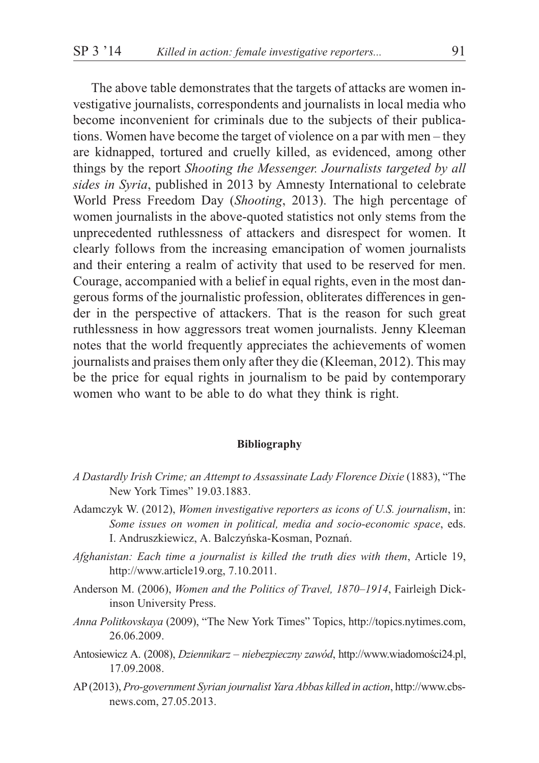The above table demonstrates that the targets of attacks are women investigative journalists, correspondents and journalists in local media who become inconvenient for criminals due to the subjects of their publications. Women have become the target of violence on a par with men – they are kidnapped, tortured and cruelly killed, as evidenced, among other things by the report *Shooting the Messenger. Journalists targeted by all sides in Syria*, published in 2013 by Amnesty International to celebrate World Press Freedom Day (*Shooting*, 2013). The high percentage of women journalists in the above-quoted statistics not only stems from the unprecedented ruthlessness of attackers and disrespect for women. It clearly follows from the increasing emancipation of women journalists and their entering a realm of activity that used to be reserved for men. Courage, accompanied with a belief in equal rights, even in the most dangerous forms of the journalistic profession, obliterates differences in gender in the perspective of attackers. That is the reason for such great ruthlessness in how aggressors treat women journalists. Jenny Kleeman notes that the world frequently appreciates the achievements of women journalists and praises them only after they die (Kleeman, 2012). This may be the price for equal rights in journalism to be paid by contemporary women who want to be able to do what they think is right.

**Bibliography**

*A Dastardly Irish Crime; an Attempt to Assassinate Lady Florence Dixie* (1883), "The New York Times" 19.03.1883.

Adamczyk W. (2012), *Women investigative reporters as icons of U.S. journalism*, in: *Some issues on women in political, media and socio-economic space*, eds. I. Andruszkiewicz, A. Balczyńska-Kosman, Poznań.

*Afghanistan: Each time a journalist is killed the truth dies with them*, Article 19, http://www.article19.org, 7.10.2011.

Anderson M. (2006), *Women and the Politics of Travel, 1870–1914*, Fairleigh Dickinson University Press.

*Anna Politkovskaya* (2009), "The New York Times" Topics, http://topics.nytimes.com, 26.06.2009.

Antosiewicz A. (2008), *Dziennikarz – niebezpieczny zawód*, http://www.wiadomości24.pl, 17.09.2008.

AP (2013), *Pro-government Syrian journalist Yara Abbas killed in action*, http://www.cbsnews.com, 27.05.2013.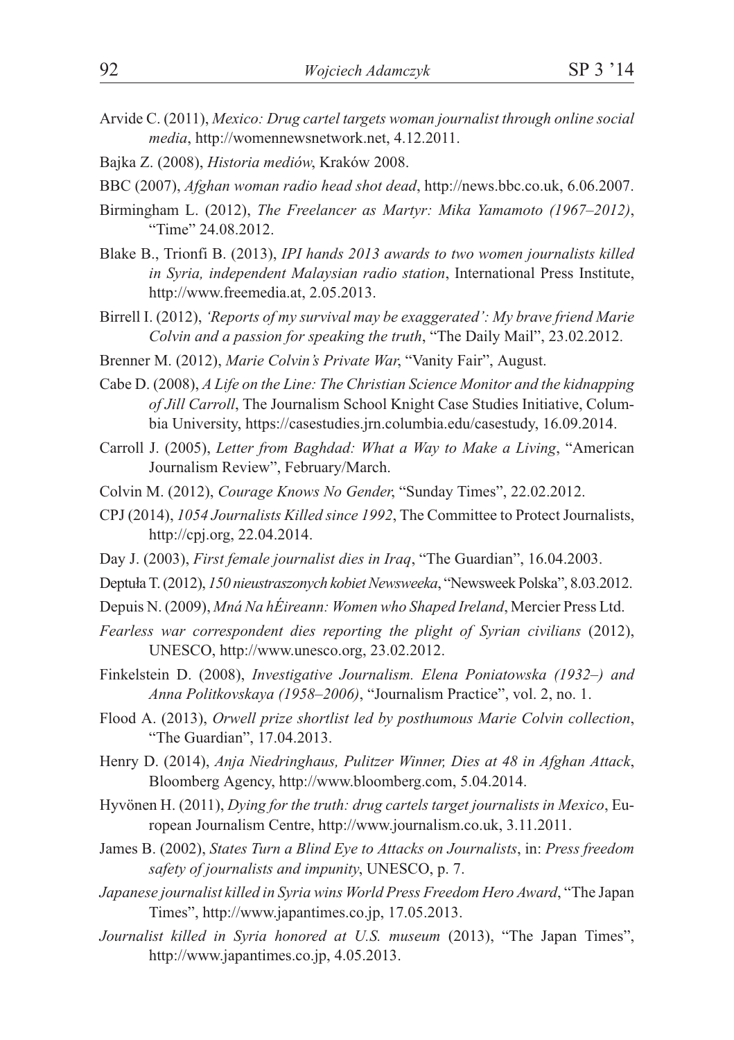Arvide C. (2011), *Mexico: Drug cartel targets woman journalist through online social media*, http://womennewsnetwork.net, 4.12.2011.

Bajka Z. (2008), *Historia mediów*, Kraków 2008.

BBC (2007), *Afghan woman radio head shot dead*, http://news.bbc.co.uk, 6.06.2007.

Birmingham L. (2012), *The Freelancer as Martyr: Mika Yamamoto (1967–2012)*, "Time" 24.08.2012.

Blake B., Trionfi B. (2013), *IPI hands 2013 awards to two women journalists killed in Syria, independent Malaysian radio station*, International Press Institute, http://www.freemedia.at, 2.05.2013.

Birrell I. (2012), *'Reports of my survival may be exaggerated': My brave friend Marie Colvin and a passion for speaking the truth*, "The Daily Mail", 23.02.2012.

Brenner M. (2012), *Marie Colvin's Private War*, "Vanity Fair", August.

Cabe D. (2008), *A Life on the Line: The Christian Science Monitor and the kidnapping of Jill Carroll*, The Journalism School Knight Case Studies Initiative, Columbia University, https://casestudies.jrn.columbia.edu/casestudy, 16.09.2014.

Carroll J. (2005), *Letter from Baghdad: What a Way to Make a Living*, "American Journalism Review", February/March.

Colvin M. (2012), *Courage Knows No Gender*, "Sunday Times", 22.02.2012.

CPJ (2014), *1054 Journalists Killed since 1992*, The Committee to Protect Journalists, http://cpj.org, 22.04.2014.

Day J. (2003), *First female journalist dies in Iraq*, "The Guardian", 16.04.2003.

Deptuła T. (2012), *150 nieustraszonych kobiet Newsweeka*, "Newsweek Polska", 8.03.2012.

Depuis N. (2009), *Mná Na hÉireann: Women who Shaped Ireland*, Mercier Press Ltd.

*Fearless war correspondent dies reporting the plight of Syrian civilians* (2012), UNESCO, http://www.unesco.org, 23.02.2012.

Finkelstein D. (2008), *Investigative Journalism. Elena Poniatowska (1932–) and Anna Politkovskaya (1958–2006)*, "Journalism Practice", vol. 2, no. 1.

Flood A. (2013), *Orwell prize shortlist led by posthumous Marie Colvin collection*, "The Guardian", 17.04.2013.

Henry D. (2014), *Anja Niedringhaus, Pulitzer Winner, Dies at 48 in Afghan Attack*, Bloomberg Agency, http://www.bloomberg.com, 5.04.2014.

Hyvönen H. (2011), *Dying for the truth: drug cartels target journalists in Mexico*, European Journalism Centre, http://www.journalism.co.uk, 3.11.2011.

James B. (2002), *States Turn a Blind Eye to Attacks on Journalists*, in: *Press freedom safety of journalists and impunity*, UNESCO, p. 7.

*Japanese journalist killed in Syria wins World Press Freedom Hero Award*, "The Japan Times", http://www.japantimes.co.jp, 17.05.2013.

*Journalist killed in Syria honored at U.S. museum* (2013), "The Japan Times", http://www.japantimes.co.jp, 4.05.2013.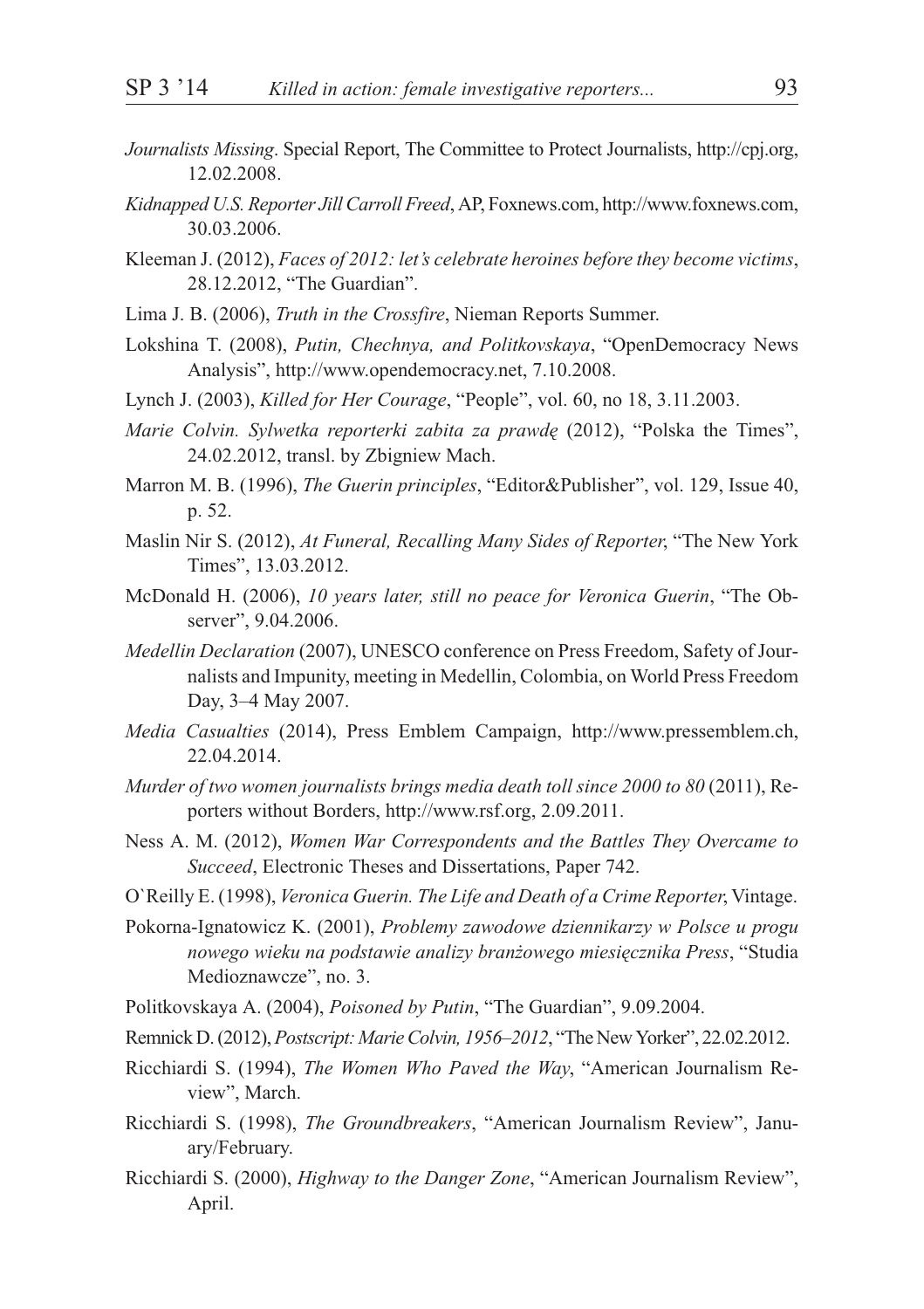*Journalists Missing*. Special Report, The Committee to Protect Journalists, http://cpj.org, 12.02.2008.

*Kidnapped U.S. Reporter Jill Carroll Freed*, AP, Foxnews.com, http://www.foxnews.com, 30.03.2006.

Kleeman J. (2012), *Faces of 2012: let's celebrate heroines before they become victims*, 28.12.2012, "The Guardian".

Lima J. B. (2006), *Truth in the Crossfire*, Nieman Reports Summer.

Lokshina T. (2008), *Putin, Chechnya, and Politkovskaya*, "OpenDemocracy News Analysis", http://www.opendemocracy.net, 7.10.2008.

Lynch J. (2003), *Killed for Her Courage*, "People", vol. 60, no 18, 3.11.2003.

*Marie Colvin. Sylwetka reporterki zabita za prawdę* (2012), "Polska the Times", 24.02.2012, transl. by Zbigniew Mach.

Marron M. B. (1996), *The Guerin principles*, "Editor&Publisher", vol. 129, Issue 40, p. 52.

Maslin Nir S. (2012), *At Funeral, Recalling Many Sides of Reporter*, "The New York Times", 13.03.2012.

McDonald H. (2006), *10 years later, still no peace for Veronica Guerin*, "The Observer", 9.04.2006.

*Medellin Declaration* (2007), UNESCO conference on Press Freedom, Safety of Journalists and Impunity, meeting in Medellin, Colombia, on World Press Freedom Day, 3–4 May 2007.

*Media Casualties* (2014), Press Emblem Campaign, http://www.pressemblem.ch, 22.04.2014.

*Murder of two women journalists brings media death toll since 2000 to 80* (2011), Reporters without Borders, http://www.rsf.org, 2.09.2011.

Ness A. M. (2012), *Women War Correspondents and the Battles They Overcame to Succeed*, Electronic Theses and Dissertations, Paper 742.

O`Reilly E. (1998), *Veronica Guerin. The Life and Death of a Crime Reporter*, Vintage.

Pokorna-Ignatowicz K. (2001), *Problemy zawodowe dziennikarzy w Polsce u progu nowego wieku na podstawie analizy branżowego miesięcznika Press*, "Studia Medioznawcze", no. 3.

Politkovskaya A. (2004), *Poisoned by Putin*, "The Guardian", 9.09.2004.

Remnick D. (2012), *Postscript: Marie Colvin, 1956–2012*, "The New Yorker", 22.02.2012.

Ricchiardi S. (1994), *The Women Who Paved the Way*, "American Journalism Review", March.

Ricchiardi S. (1998), *The Groundbreakers*, "American Journalism Review", January/February.

Ricchiardi S. (2000), *Highway to the Danger Zone*, "American Journalism Review", April.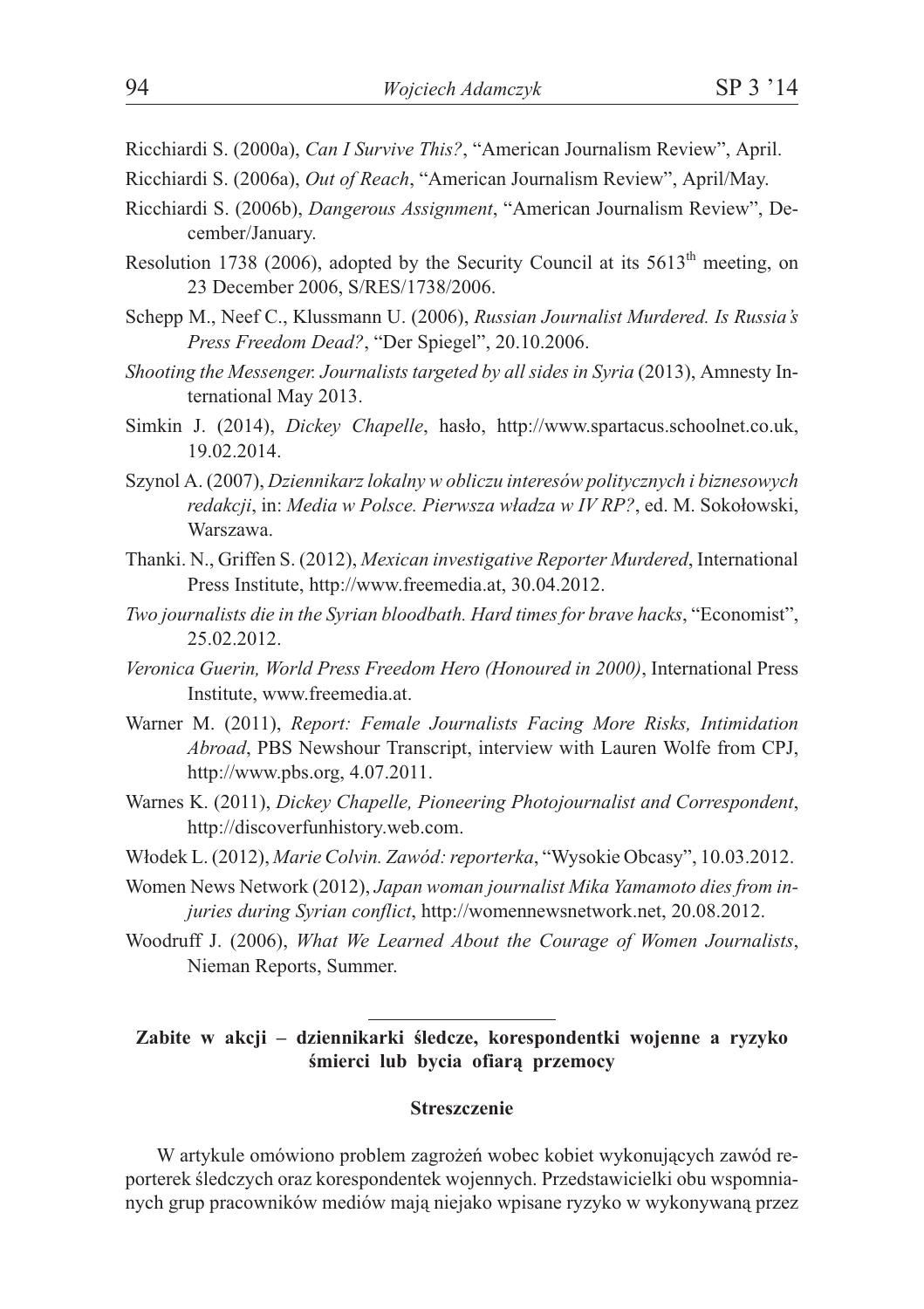Ricchiardi S. (2000a), *Can I Survive This?*, "American Journalism Review", April.

Ricchiardi S. (2006a), *Out of Reach*, "American Journalism Review", April/May.

Ricchiardi S. (2006b), *Dangerous Assignment*, "American Journalism Review", December/January.

Resolution 1738 (2006), adopted by the Security Council at its 5613th meeting, on 23 December 2006, S/RES/1738/2006.

Schepp M., Neef C., Klussmann U. (2006), *Russian Journalist Murdered. Is Russia's Press Freedom Dead?*, "Der Spiegel", 20.10.2006.

*Shooting the Messenger. Journalists targeted by all sides in Syria* (2013), Amnesty International May 2013.

Simkin J. (2014), *Dickey Chapelle*, hasło, http://www.spartacus.schoolnet.co.uk, 19.02.2014.

Szynol A. (2007), *Dziennikarz lokalny w obliczu interesów politycznych i biznesowych redakcji*, in: *Media w Polsce. Pierwsza władza w IV RP?*, ed. M. Sokołowski, Warszawa.

Thanki. N., Griffen S. (2012), *Mexican investigative Reporter Murdered*, International Press Institute, http://www.freemedia.at, 30.04.2012.

*Two journalists die in the Syrian bloodbath. Hard times for brave hacks*, "Economist", 25.02.2012.

*Veronica Guerin, World Press Freedom Hero (Honoured in 2000)*, International Press Institute, www.freemedia.at.

Warner M. (2011), *Report: Female Journalists Facing More Risks, Intimidation Abroad*, PBS Newshour Transcript, interview with Lauren Wolfe from CPJ, http://www.pbs.org, 4.07.2011.

Warnes K. (2011), *Dickey Chapelle, Pioneering Photojournalist and Correspondent*, http://discoverfunhistory.web.com.

Włodek L. (2012), *Marie Colvin. Zawód: reporterka*, "Wysokie Obcasy", 10.03.2012.

Women News Network (2012), *Japan woman journalist Mika Yamamoto dies from injuries during Syrian conflict*, http://womennewsnetwork.net, 20.08.2012.

Woodruff J. (2006), *What We Learned About the Courage of Women Journalists*, Nieman Reports, Summer.

---

**Zabite w akcji – dziennikarki śledcze, korespondentki wojenne a ryzyko śmierci lub bycia ofiarą przemocy**

**Streszczenie**

W artykule omówiono problem zagrożeń wobec kobiet wykonujących zawód reporterek śledczych oraz korespondentek wojennych. Przedstawicielki obu wspomnianych grup pracowników mediów mają niejako wpisane ryzyko w wykonywaną przez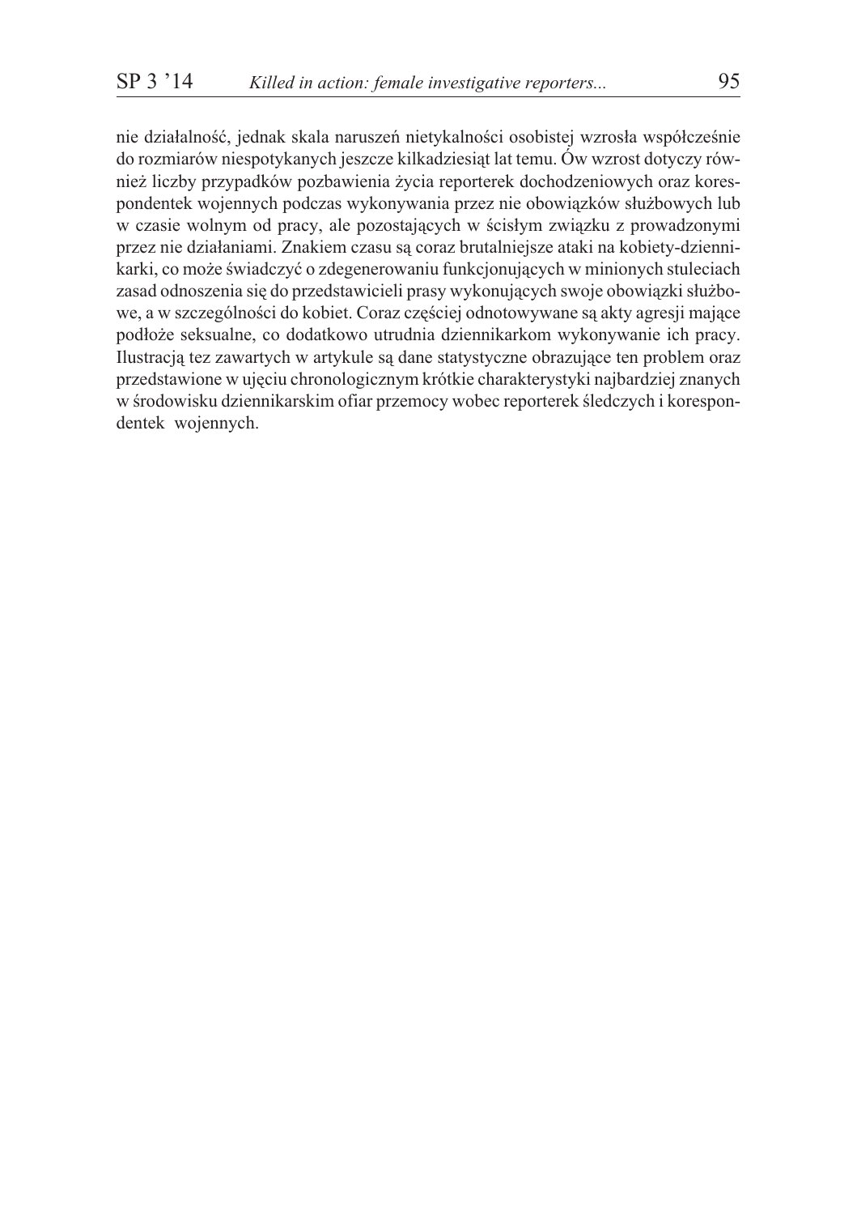nie działalność, jednak skala naruszeń nietykalności osobistej wzrosła współcześnie do rozmiarów niespotykanych jeszcze kilkadziesiąt lat temu. Ów wzrost dotyczy również liczby przypadków pozbawienia życia reporterek dochodzeniowych oraz korespondentek wojennych podczas wykonywania przez nie obowiązków służbowych lub w czasie wolnym od pracy, ale pozostających w ścisłym związku z prowadzonymi przez nie działaniami. Znakiem czasu są coraz brutalniejsze ataki na kobiety-dziennikarki, co może świadczyć o zdegenerowaniu funkcjonujących w minionych stuleciach zasad odnoszenia się do przedstawicieli prasy wykonujących swoje obowiązki służbowe, a w szczególności do kobiet. Coraz częściej odnotowywane są akty agresji mające podłoże seksualne, co dodatkowo utrudnia dziennikarkom wykonywanie ich pracy. Ilustracją tez zawartych w artykule są dane statystyczne obrazujące ten problem oraz przedstawione w ujęciu chronologicznym krótkie charakterystyki najbardziej znanych w środowisku dziennikarskim ofiar przemocy wobec reporterek śledczych i korespondentek wojennych.